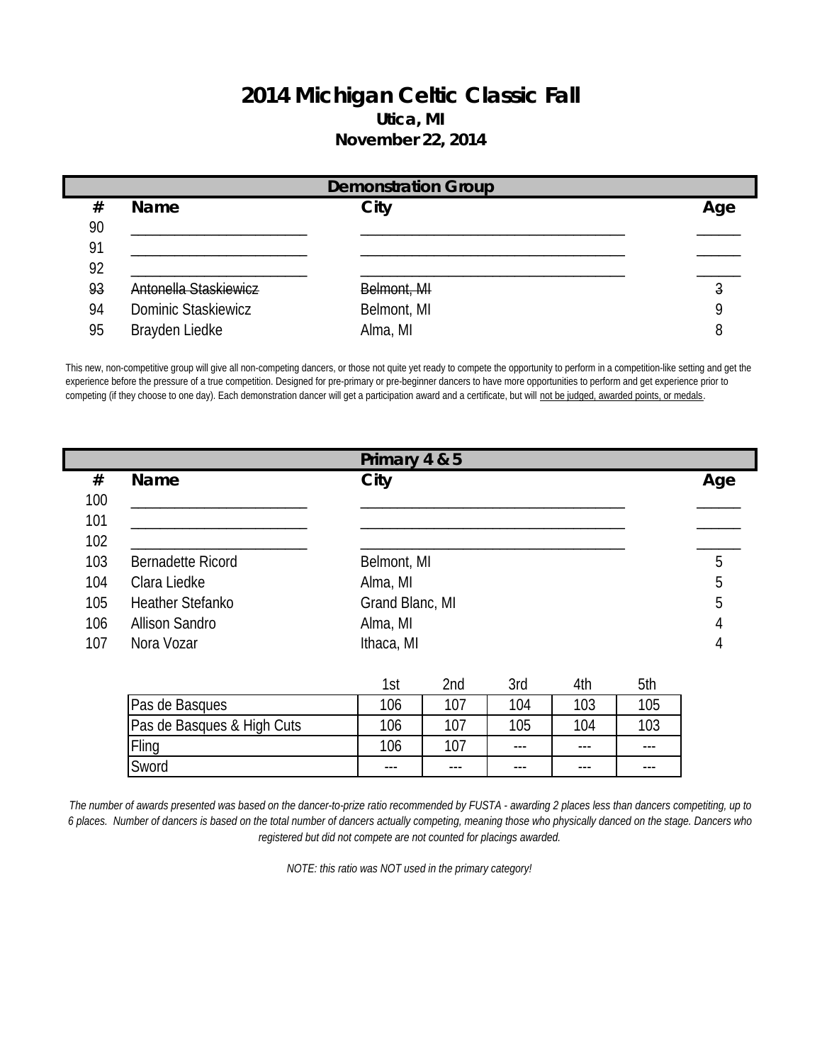# 2014 Michigan Celtic Classic Fall

**Utica, MI**

**November 22, 2014**

## Demonstration Group

| # | Name | City | Age |
|---|---|---|---|
| 90 | ______________________ | _________________________________ | _____ |
| 91 | ______________________ | _________________________________ | _____ |
| 92 | ______________________ | _________________________________ | _____ |
| ~~93~~ | ~~Antonella Staskiewicz~~ | ~~Belmont, MI~~ | ~~3~~ |
| 94 | Dominic Staskiewicz | Belmont, MI | 9 |
| 95 | Brayden Liedke | Alma, MI | 8 |

This new, non-competitive group will give all non-competing dancers, or those not quite yet ready to compete the opportunity to perform in a competition-like setting and get the experience before the pressure of a true competition. Designed for pre-primary or pre-beginner dancers to have more opportunities to perform and get experience prior to competing (if they choose to one day). Each demonstration dancer will get a participation award and a certificate, but will <u>not be judged, awarded points, or medals</u>.

## Primary 4 & 5

| # | Name | City | Age |
|---|---|---|---|
| 100 | ______________________ | _________________________________ | _____ |
| 101 | ______________________ | _________________________________ | _____ |
| 102 | ______________________ | _________________________________ | _____ |
| 103 | Bernadette Ricord | Belmont, MI | 5 |
| 104 | Clara Liedke | Alma, MI | 5 |
| 105 | Heather Stefanko | Grand Blanc, MI | 5 |
| 106 | Allison Sandro | Alma, MI | 4 |
| 107 | Nora Vozar | Ithaca, MI | 4 |

| | 1st | 2nd | 3rd | 4th | 5th |
|---|---|---|---|---|---|
| Pas de Basques | 106 | 107 | 104 | 103 | 105 |
| Pas de Basques & High Cuts | 106 | 107 | 105 | 104 | 103 |
| Fling | 106 | 107 | --- | --- | --- |
| Sword | --- | --- | --- | --- | --- |

*The number of awards presented was based on the dancer-to-prize ratio recommended by FUSTA - awarding 2 places less than dancers competiting, up to 6 places. Number of dancers is based on the total number of dancers actually competing, meaning those who physically danced on the stage. Dancers who registered but did not compete are not counted for placings awarded.*

*NOTE: this ratio was NOT used in the primary category!*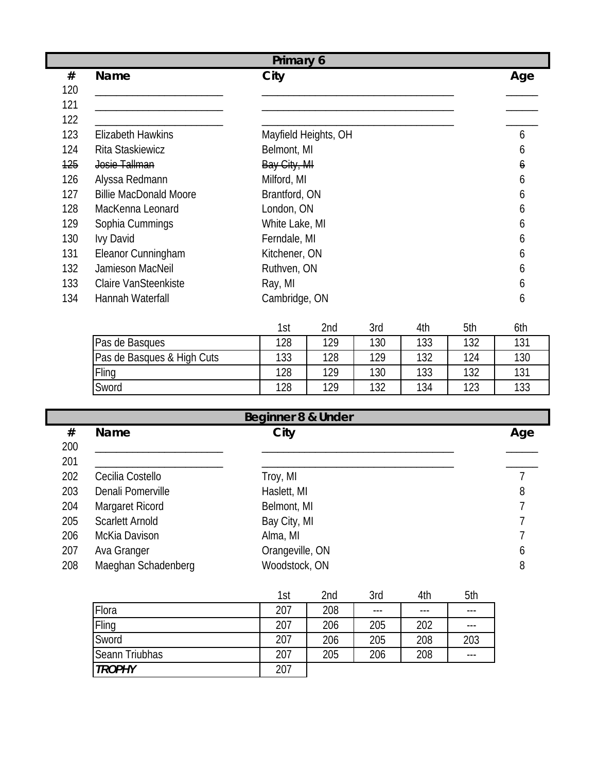## Primary 6

| # | Name | City | Age |
|---|---|---|---|
| 120 | ________________________ | ____________________________________ | ______ |
| 121 | ________________________ | ____________________________________ | ______ |
| 122 | ________________________ | ____________________________________ | ______ |
| 123 | Elizabeth Hawkins | Mayfield Heights, OH | 6 |
| 124 | Rita Staskiewicz | Belmont, MI | 6 |
| ~~125~~ | ~~Josie Tallman~~ | ~~Bay City, MI~~ | ~~6~~ |
| 126 | Alyssa Redmann | Milford, MI | 6 |
| 127 | Billie MacDonald Moore | Brantford, ON | 6 |
| 128 | MacKenna Leonard | London, ON | 6 |
| 129 | Sophia Cummings | White Lake, MI | 6 |
| 130 | Ivy David | Ferndale, MI | 6 |
| 131 | Eleanor Cunningham | Kitchener, ON | 6 |
| 132 | Jamieson MacNeil | Ruthven, ON | 6 |
| 133 | Claire VanSteenkiste | Ray, MI | 6 |
| 134 | Hannah Waterfall | Cambridge, ON | 6 |

| | 1st | 2nd | 3rd | 4th | 5th | 6th |
|---|---|---|---|---|---|---|
| Pas de Basques | 128 | 129 | 130 | 133 | 132 | 131 |
| Pas de Basques & High Cuts | 133 | 128 | 129 | 132 | 124 | 130 |
| Fling | 128 | 129 | 130 | 133 | 132 | 131 |
| Sword | 128 | 129 | 132 | 134 | 123 | 133 |

## Beginner 8 & Under

| # | Name | City | Age |
|---|---|---|---|
| 200 | ________________________ | ____________________________________ | ______ |
| 201 | ________________________ | ____________________________________ | ______ |
| 202 | Cecilia Costello | Troy, MI | 7 |
| 203 | Denali Pomerville | Haslett, MI | 8 |
| 204 | Margaret Ricord | Belmont, MI | 7 |
| 205 | Scarlett Arnold | Bay City, MI | 7 |
| 206 | McKia Davison | Alma, MI | 7 |
| 207 | Ava Granger | Orangeville, ON | 6 |
| 208 | Maeghan Schadenberg | Woodstock, ON | 8 |

| | 1st | 2nd | 3rd | 4th | 5th |
|---|---|---|---|---|---|
| Flora | 207 | 208 | --- | --- | --- |
| Fling | 207 | 206 | 205 | 202 | --- |
| Sword | 207 | 206 | 205 | 208 | 203 |
| Seann Triubhas | 207 | 205 | 206 | 208 | --- |
| ***TROPHY*** | 207 | | | | |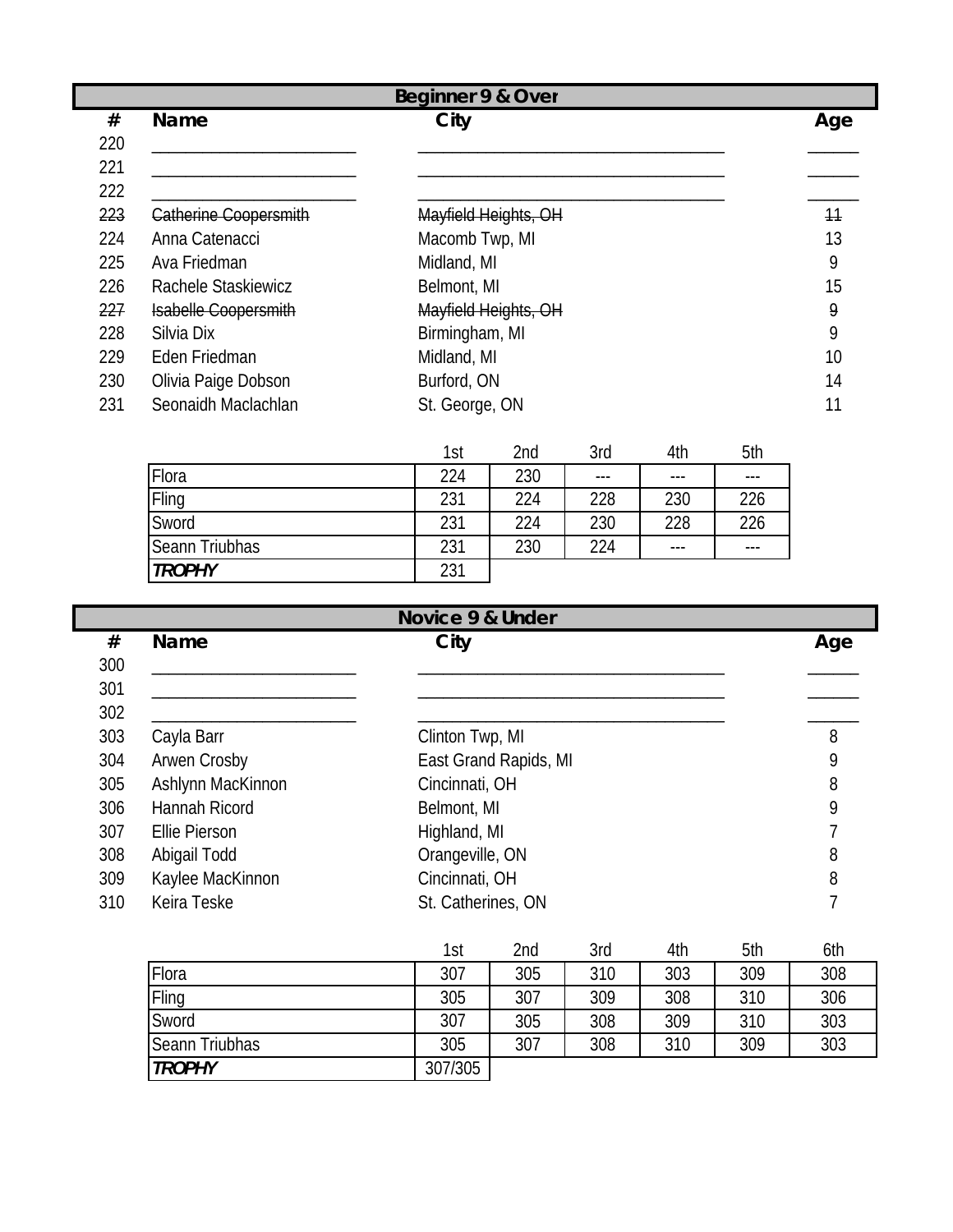## Beginner 9 & Over

| # | Name | City | Age |
|---|---|---|---|
| 220 | ________________________ | ____________________________________ | ______ |
| 221 | ________________________ | ____________________________________ | ______ |
| 222 | ________________________ | ____________________________________ | ______ |
| ~~223~~ | ~~Catherine Coopersmith~~ | ~~Mayfield Heights, OH~~ | ~~11~~ |
| 224 | Anna Catenacci | Macomb Twp, MI | 13 |
| 225 | Ava Friedman | Midland, MI | 9 |
| 226 | Rachele Staskiewicz | Belmont, MI | 15 |
| ~~227~~ | ~~Isabelle Coopersmith~~ | ~~Mayfield Heights, OH~~ | ~~9~~ |
| 228 | Silvia Dix | Birmingham, MI | 9 |
| 229 | Eden Friedman | Midland, MI | 10 |
| 230 | Olivia Paige Dobson | Burford, ON | 14 |
| 231 | Seonaidh Maclachlan | St. George, ON | 11 |

| | 1st | 2nd | 3rd | 4th | 5th |
|---|---|---|---|---|---|
| Flora | 224 | 230 | --- | --- | --- |
| Fling | 231 | 224 | 228 | 230 | 226 |
| Sword | 231 | 224 | 230 | 228 | 226 |
| Seann Triubhas | 231 | 230 | 224 | --- | --- |
| ***TROPHY*** | 231 | | | | |

## Novice 9 & Under

| # | Name | City | Age |
|---|---|---|---|
| 300 | ________________________ | ____________________________________ | ______ |
| 301 | ________________________ | ____________________________________ | ______ |
| 302 | ________________________ | ____________________________________ | ______ |
| 303 | Cayla Barr | Clinton Twp, MI | 8 |
| 304 | Arwen Crosby | East Grand Rapids, MI | 9 |
| 305 | Ashlynn MacKinnon | Cincinnati, OH | 8 |
| 306 | Hannah Ricord | Belmont, MI | 9 |
| 307 | Ellie Pierson | Highland, MI | 7 |
| 308 | Abigail Todd | Orangeville, ON | 8 |
| 309 | Kaylee MacKinnon | Cincinnati, OH | 8 |
| 310 | Keira Teske | St. Catherines, ON | 7 |

| | 1st | 2nd | 3rd | 4th | 5th | 6th |
|---|---|---|---|---|---|---|
| Flora | 307 | 305 | 310 | 303 | 309 | 308 |
| Fling | 305 | 307 | 309 | 308 | 310 | 306 |
| Sword | 307 | 305 | 308 | 309 | 310 | 303 |
| Seann Triubhas | 305 | 307 | 308 | 310 | 309 | 303 |
| ***TROPHY*** | 307/305 | | | | | |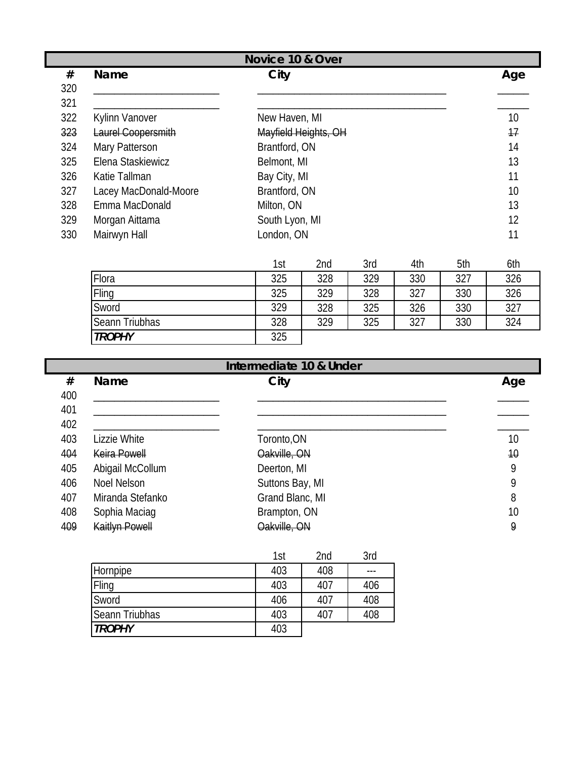## Novice 10 & Over

| # | Name | City | Age |
|---|---|---|---|
| 320 | ________________________ | ____________________________________ | ______ |
| 321 | ________________________ | ____________________________________ | ______ |
| 322 | Kylinn Vanover | New Haven, MI | 10 |
| ~~323~~ | ~~Laurel Coopersmith~~ | ~~Mayfield Heights, OH~~ | ~~17~~ |
| 324 | Mary Patterson | Brantford, ON | 14 |
| 325 | Elena Staskiewicz | Belmont, MI | 13 |
| 326 | Katie Tallman | Bay City, MI | 11 |
| 327 | Lacey MacDonald-Moore | Brantford, ON | 10 |
| 328 | Emma MacDonald | Milton, ON | 13 |
| 329 | Morgan Aittama | South Lyon, MI | 12 |
| 330 | Mairwyn Hall | London, ON | 11 |

| | 1st | 2nd | 3rd | 4th | 5th | 6th |
|---|---|---|---|---|---|---|
| Flora | 325 | 328 | 329 | 330 | 327 | 326 |
| Fling | 325 | 329 | 328 | 327 | 330 | 326 |
| Sword | 329 | 328 | 325 | 326 | 330 | 327 |
| Seann Triubhas | 328 | 329 | 325 | 327 | 330 | 324 |
| ***TROPHY*** | 325 | | | | | |

## Intermediate 10 & Under

| # | Name | City | Age |
|---|---|---|---|
| 400 | ________________________ | ____________________________________ | ______ |
| 401 | ________________________ | ____________________________________ | ______ |
| 402 | ________________________ | ____________________________________ | ______ |
| 403 | Lizzie White | Toronto,ON | 10 |
| ~~404~~ | ~~Keira Powell~~ | ~~Oakville, ON~~ | ~~10~~ |
| 405 | Abigail McCollum | Deerton, MI | 9 |
| 406 | Noel Nelson | Suttons Bay, MI | 9 |
| 407 | Miranda Stefanko | Grand Blanc, MI | 8 |
| 408 | Sophia Maciag | Brampton, ON | 10 |
| ~~409~~ | ~~Kaitlyn Powell~~ | ~~Oakville, ON~~ | ~~9~~ |

| | 1st | 2nd | 3rd |
|---|---|---|---|
| Hornpipe | 403 | 408 | --- |
| Fling | 403 | 407 | 406 |
| Sword | 406 | 407 | 408 |
| Seann Triubhas | 403 | 407 | 408 |
| ***TROPHY*** | 403 | | |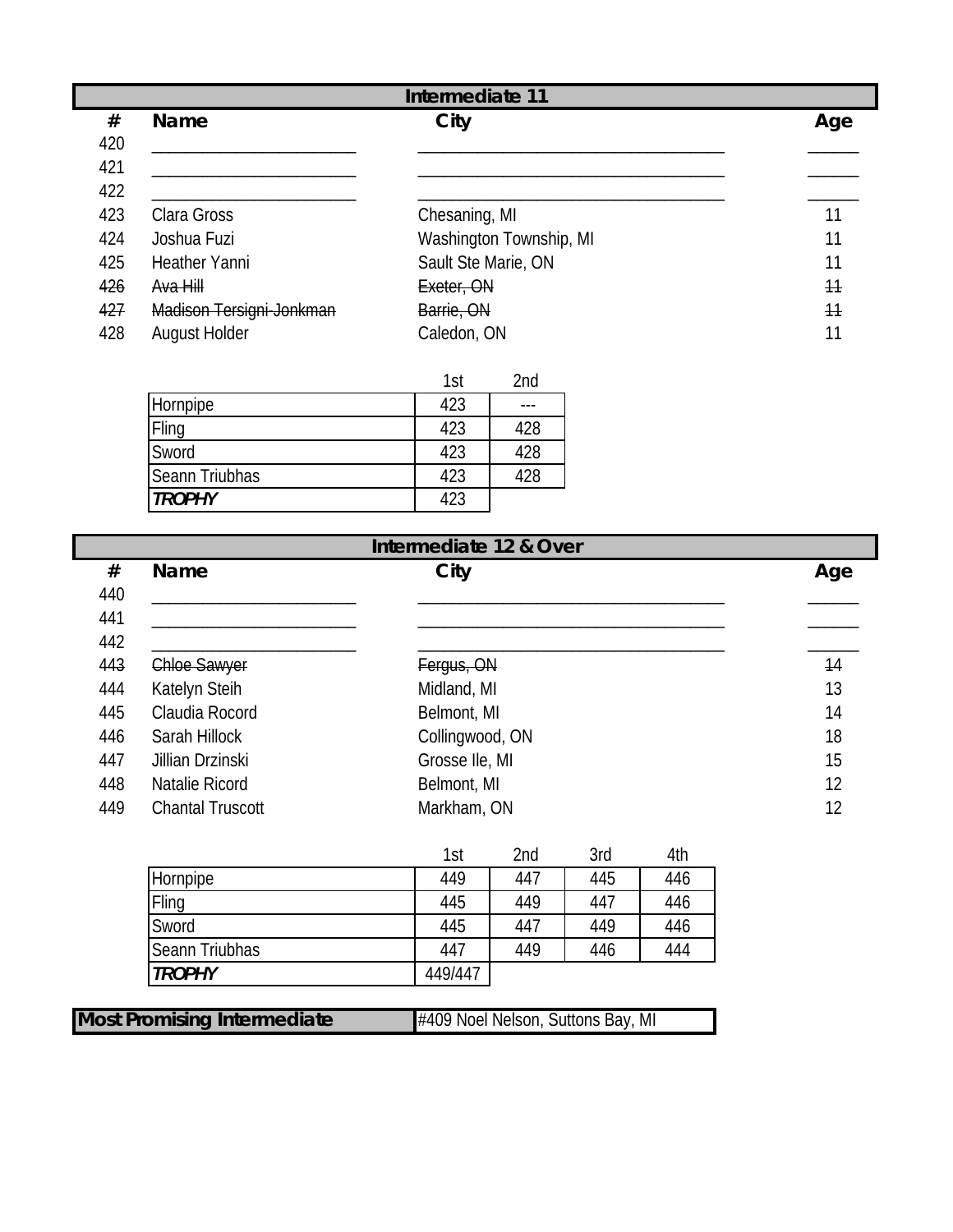## Intermediate 11

| # | Name | City | Age |
|---|---|---|---|
| 420 | ________________________ | ____________________________________ | ______ |
| 421 | ________________________ | ____________________________________ | ______ |
| 422 | ________________________ | ____________________________________ | ______ |
| 423 | Clara Gross | Chesaning, MI | 11 |
| 424 | Joshua Fuzi | Washington Township, MI | 11 |
| 425 | Heather Yanni | Sault Ste Marie, ON | 11 |
| ~~426~~ | ~~Ava Hill~~ | ~~Exeter, ON~~ | ~~11~~ |
| ~~427~~ | ~~Madison Tersigni-Jonkman~~ | ~~Barrie, ON~~ | ~~11~~ |
| 428 | August Holder | Caledon, ON | 11 |

| | 1st | 2nd |
|---|---|---|
| Hornpipe | 423 | --- |
| Fling | 423 | 428 |
| Sword | 423 | 428 |
| Seann Triubhas | 423 | 428 |
| ***TROPHY*** | 423 | |

## Intermediate 12 & Over

| # | Name | City | Age |
|---|---|---|---|
| 440 | ________________________ | ____________________________________ | ______ |
| 441 | ________________________ | ____________________________________ | ______ |
| 442 | ________________________ | ____________________________________ | ______ |
| ~~443~~ | ~~Chloe Sawyer~~ | ~~Fergus, ON~~ | ~~14~~ |
| 444 | Katelyn Steih | Midland, MI | 13 |
| 445 | Claudia Rocord | Belmont, MI | 14 |
| 446 | Sarah Hillock | Collingwood, ON | 18 |
| 447 | Jillian Drzinski | Grosse Ile, MI | 15 |
| 448 | Natalie Ricord | Belmont, MI | 12 |
| 449 | Chantal Truscott | Markham, ON | 12 |

| | 1st | 2nd | 3rd | 4th |
|---|---|---|---|---|
| Hornpipe | 449 | 447 | 445 | 446 |
| Fling | 445 | 449 | 447 | 446 |
| Sword | 445 | 447 | 449 | 446 |
| Seann Triubhas | 447 | 449 | 446 | 444 |
| ***TROPHY*** | 449/447 | | | |

| | |
|---|---|
| **Most Promising Intermediate** | #409 Noel Nelson, Suttons Bay, MI |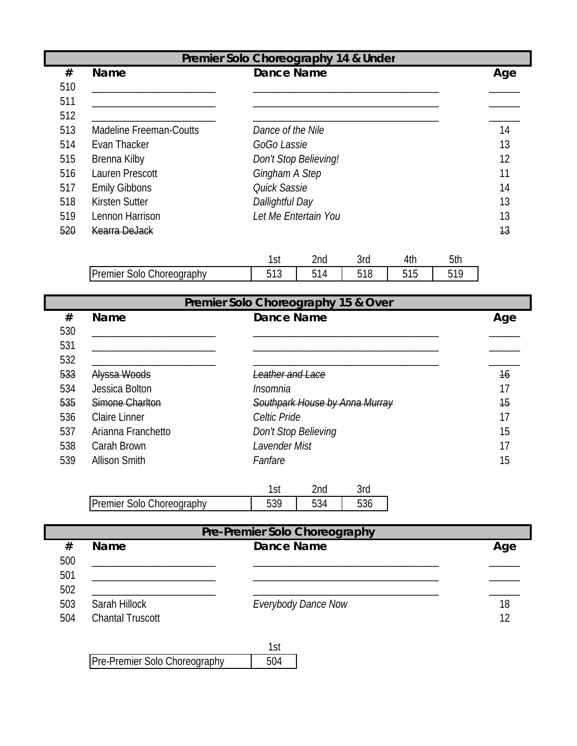## Premier Solo Choreography 14 & Under

| # | Name | Dance Name | Age |
|---|---|---|---|
| 510 | ________________________ | ____________________________________ | ______ |
| 511 | ________________________ | ____________________________________ | ______ |
| 512 | ________________________ | ____________________________________ | ______ |
| 513 | Madeline Freeman-Coutts | *Dance of the Nile* | 14 |
| 514 | Evan Thacker | *GoGo Lassie* | 13 |
| 515 | Brenna Kilby | *Don't Stop Believing!* | 12 |
| 516 | Lauren Prescott | *Gingham A Step* | 11 |
| 517 | Emily Gibbons | *Quick Sassie* | 14 |
| 518 | Kirsten Sutter | *Dallightful Day* | 13 |
| 519 | Lennon Harrison | *Let Me Entertain You* | 13 |
| ~~520~~ | ~~Kearra DeJack~~ | | ~~13~~ |

| | 1st | 2nd | 3rd | 4th | 5th |
|---|---|---|---|---|---|
| Premier Solo Choreography | 513 | 514 | 518 | 515 | 519 |

## Premier Solo Choreography 15 & Over

| # | Name | Dance Name | Age |
|---|---|---|---|
| 530 | ________________________ | ____________________________________ | ______ |
| 531 | ________________________ | ____________________________________ | ______ |
| 532 | ________________________ | ____________________________________ | ______ |
| ~~533~~ | ~~Alyssa Woods~~ | ~~*Leather and Lace*~~ | ~~16~~ |
| 534 | Jessica Bolton | *Insomnia* | 17 |
| ~~535~~ | ~~Simone Charlton~~ | ~~*Southpark House by Anna Murray*~~ | ~~15~~ |
| 536 | Claire Linner | *Celtic Pride* | 17 |
| 537 | Arianna Franchetto | *Don't Stop Believing* | 15 |
| 538 | Carah Brown | *Lavender Mist* | 17 |
| 539 | Allison Smith | *Fanfare* | 15 |

| | 1st | 2nd | 3rd |
|---|---|---|---|
| Premier Solo Choreography | 539 | 534 | 536 |

## Pre-Premier Solo Choreography

| # | Name | Dance Name | Age |
|---|---|---|---|
| 500 | ________________________ | ____________________________________ | ______ |
| 501 | ________________________ | ____________________________________ | ______ |
| 502 | ________________________ | ____________________________________ | ______ |
| 503 | Sarah Hillock | *Everybody Dance Now* | 18 |
| 504 | Chantal Truscott | | 12 |

| | 1st |
|---|---|
| Pre-Premier Solo Choreography | 504 |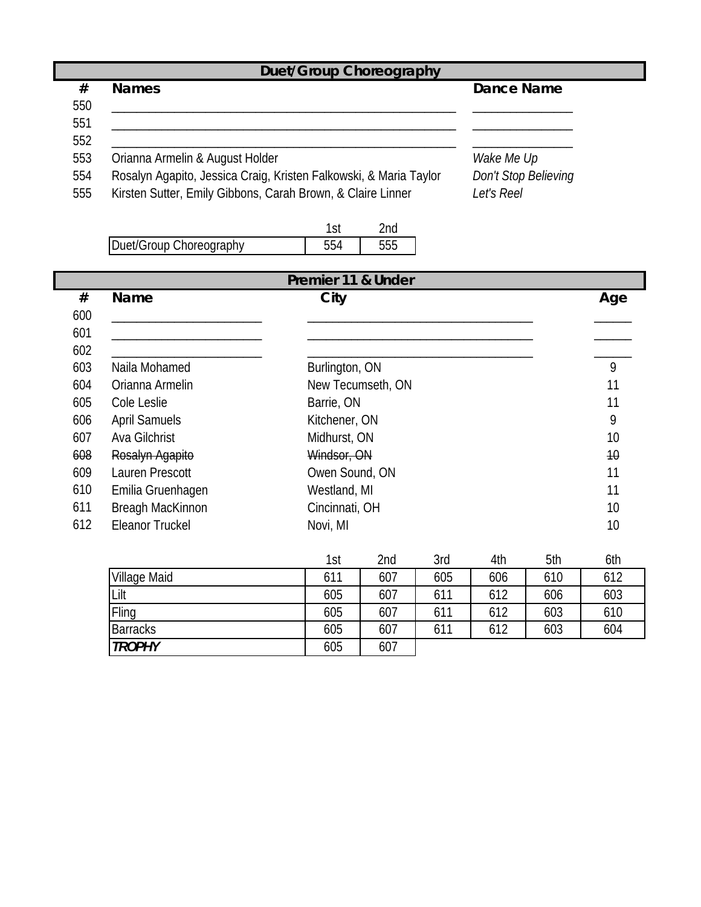## Duet/Group Choreography

| # | Names | Dance Name |
|---|---|---|
| 550 | ________________________________ | ____________ |
| 551 | ________________________________ | ____________ |
| 552 | ________________________________ | ____________ |
| 553 | Orianna Armelin & August Holder | *Wake Me Up* |
| 554 | Rosalyn Agapito, Jessica Craig, Kristen Falkowski, & Maria Taylor | *Don't Stop Believing* |
| 555 | Kirsten Sutter, Emily Gibbons, Carah Brown, & Claire Linner | *Let's Reel* |

| | 1st | 2nd |
|---|---|---|
| Duet/Group Choreography | 554 | 555 |

## Premier 11 & Under

| # | Name | City | Age |
|---|---|---|---|
| 600 | ______________ | ______________________ | ____ |
| 601 | ______________ | ______________________ | ____ |
| 602 | ______________ | ______________________ | ____ |
| 603 | Naila Mohamed | Burlington, ON | 9 |
| 604 | Orianna Armelin | New Tecumseth, ON | 11 |
| 605 | Cole Leslie | Barrie, ON | 11 |
| 606 | April Samuels | Kitchener, ON | 9 |
| 607 | Ava Gilchrist | Midhurst, ON | 10 |
| ~~608~~ | ~~Rosalyn Agapito~~ | ~~Windsor, ON~~ | ~~10~~ |
| 609 | Lauren Prescott | Owen Sound, ON | 11 |
| 610 | Emilia Gruenhagen | Westland, MI | 11 |
| 611 | Breagh MacKinnon | Cincinnati, OH | 10 |
| 612 | Eleanor Truckel | Novi, MI | 10 |

| | 1st | 2nd | 3rd | 4th | 5th | 6th |
|---|---|---|---|---|---|---|
| Village Maid | 611 | 607 | 605 | 606 | 610 | 612 |
| Lilt | 605 | 607 | 611 | 612 | 606 | 603 |
| Fling | 605 | 607 | 611 | 612 | 603 | 610 |
| Barracks | 605 | 607 | 611 | 612 | 603 | 604 |
| ***TROPHY*** | 605 | 607 | | | | |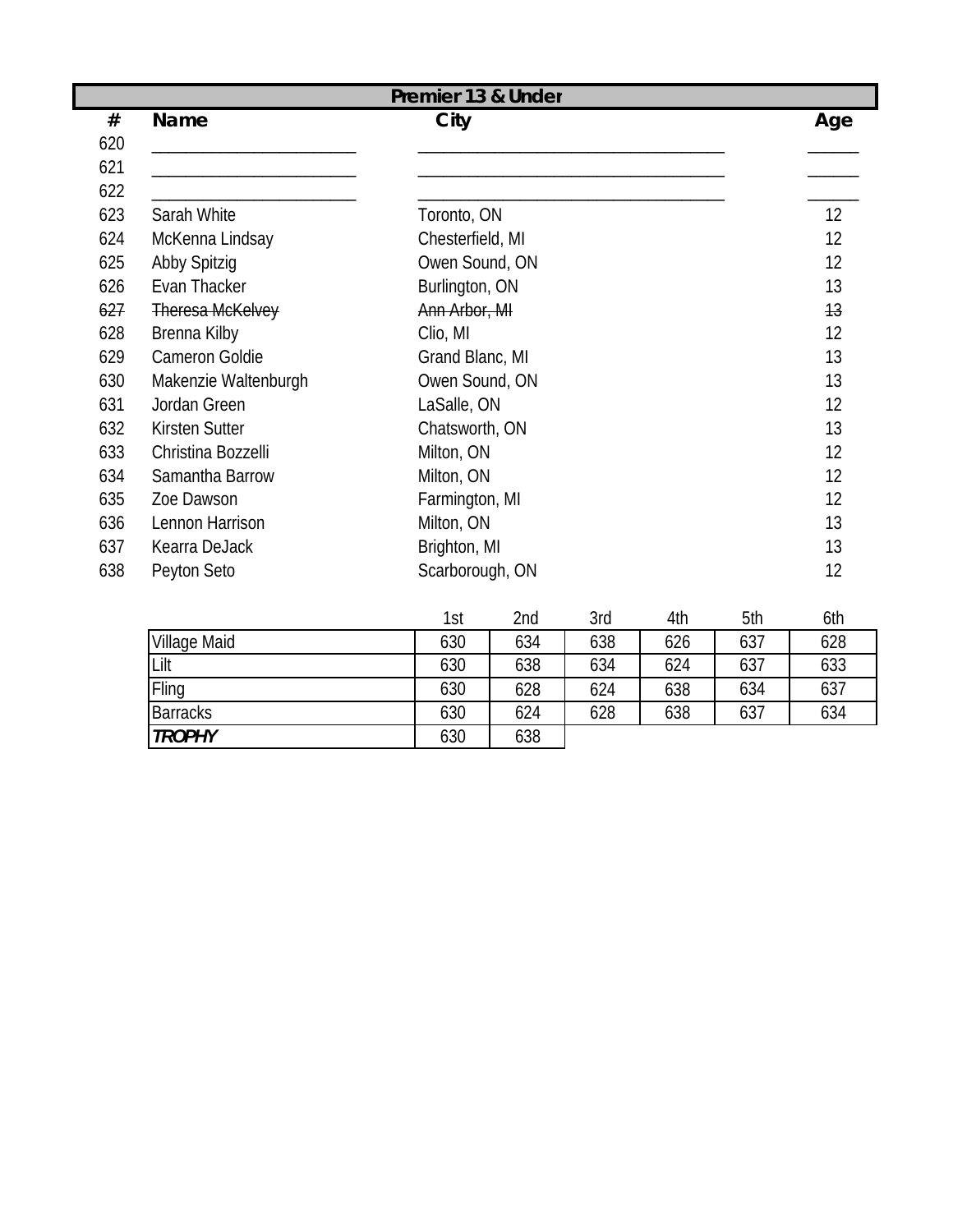## Premier 13 & Under

| # | Name | City | Age |
|---|---|---|---|
| 620 | ______________________ | _________________________________ | _____ |
| 621 | ______________________ | _________________________________ | _____ |
| 622 | ______________________ | _________________________________ | _____ |
| 623 | Sarah White | Toronto, ON | 12 |
| 624 | McKenna Lindsay | Chesterfield, MI | 12 |
| 625 | Abby Spitzig | Owen Sound, ON | 12 |
| 626 | Evan Thacker | Burlington, ON | 13 |
| ~~627~~ | ~~Theresa McKelvey~~ | ~~Ann Arbor, MI~~ | ~~13~~ |
| 628 | Brenna Kilby | Clio, MI | 12 |
| 629 | Cameron Goldie | Grand Blanc, MI | 13 |
| 630 | Makenzie Waltenburgh | Owen Sound, ON | 13 |
| 631 | Jordan Green | LaSalle, ON | 12 |
| 632 | Kirsten Sutter | Chatsworth, ON | 13 |
| 633 | Christina Bozzelli | Milton, ON | 12 |
| 634 | Samantha Barrow | Milton, ON | 12 |
| 635 | Zoe Dawson | Farmington, MI | 12 |
| 636 | Lennon Harrison | Milton, ON | 13 |
| 637 | Kearra DeJack | Brighton, MI | 13 |
| 638 | Peyton Seto | Scarborough, ON | 12 |

| | 1st | 2nd | 3rd | 4th | 5th | 6th |
|---|---|---|---|---|---|---|
| Village Maid | 630 | 634 | 638 | 626 | 637 | 628 |
| Lilt | 630 | 638 | 634 | 624 | 637 | 633 |
| Fling | 630 | 628 | 624 | 638 | 634 | 637 |
| Barracks | 630 | 624 | 628 | 638 | 637 | 634 |
| ***TROPHY*** | 630 | 638 | | | | |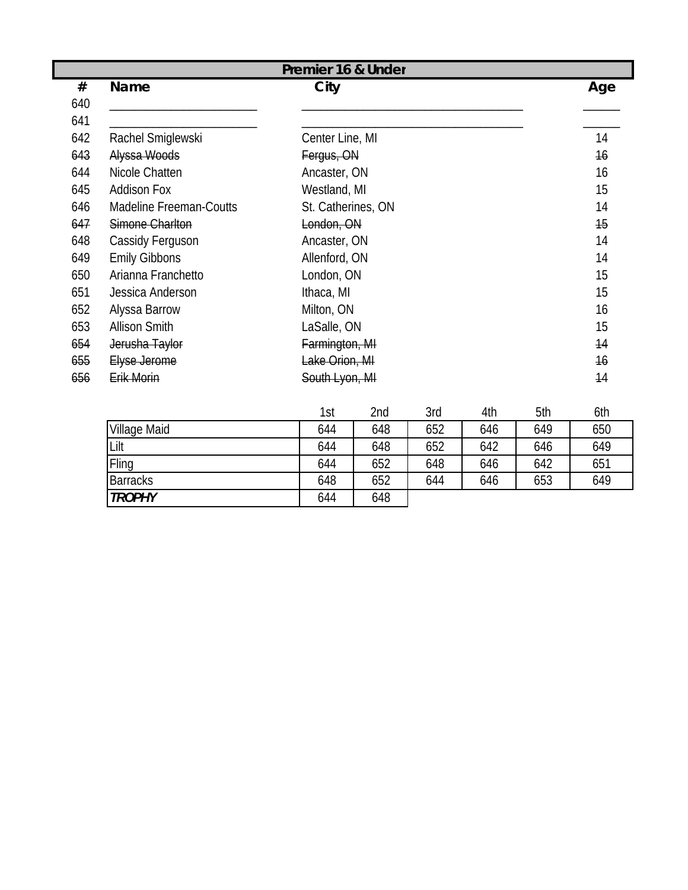## Premier 16 & Under

| # | Name | City | Age |
|---|---|---|---|
| 640 | ________________________ | ____________________________________ | ______ |
| 641 | ________________________ | ____________________________________ | ______ |
| 642 | Rachel Smiglewski | Center Line, MI | 14 |
| ~~643~~ | ~~Alyssa Woods~~ | ~~Fergus, ON~~ | ~~16~~ |
| 644 | Nicole Chatten | Ancaster, ON | 16 |
| 645 | Addison Fox | Westland, MI | 15 |
| 646 | Madeline Freeman-Coutts | St. Catherines, ON | 14 |
| ~~647~~ | ~~Simone Charlton~~ | ~~London, ON~~ | ~~15~~ |
| 648 | Cassidy Ferguson | Ancaster, ON | 14 |
| 649 | Emily Gibbons | Allenford, ON | 14 |
| 650 | Arianna Franchetto | London, ON | 15 |
| 651 | Jessica Anderson | Ithaca, MI | 15 |
| 652 | Alyssa Barrow | Milton, ON | 16 |
| 653 | Allison Smith | LaSalle, ON | 15 |
| ~~654~~ | ~~Jerusha Taylor~~ | ~~Farmington, MI~~ | ~~14~~ |
| ~~655~~ | ~~Elyse Jerome~~ | ~~Lake Orion, MI~~ | ~~16~~ |
| ~~656~~ | ~~Erik Morin~~ | ~~South Lyon, MI~~ | ~~14~~ |

| | 1st | 2nd | 3rd | 4th | 5th | 6th |
|---|---|---|---|---|---|---|
| Village Maid | 644 | 648 | 652 | 646 | 649 | 650 |
| Lilt | 644 | 648 | 652 | 642 | 646 | 649 |
| Fling | 644 | 652 | 648 | 646 | 642 | 651 |
| Barracks | 648 | 652 | 644 | 646 | 653 | 649 |
| ***TROPHY*** | 644 | 648 | | | | |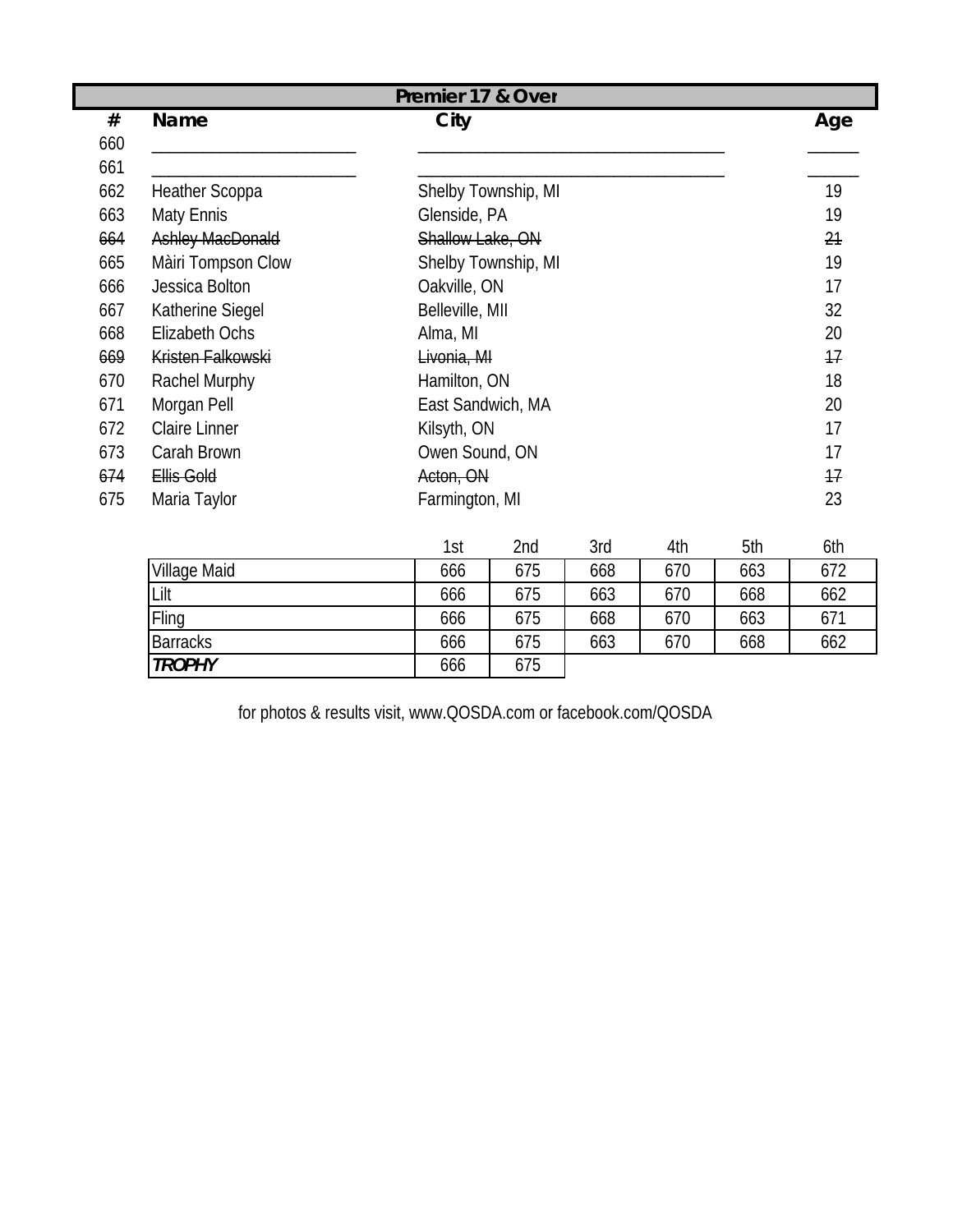## Premier 17 & Over

| # | Name | City | Age |
|---|---|---|---|
| 660 | ________________________ | ____________________________________ | ______ |
| 661 | ________________________ | ____________________________________ | ______ |
| 662 | Heather Scoppa | Shelby Township, MI | 19 |
| 663 | Maty Ennis | Glenside, PA | 19 |
| ~~664~~ | ~~Ashley MacDonald~~ | ~~Shallow Lake, ON~~ | ~~21~~ |
| 665 | Màiri Tompson Clow | Shelby Township, MI | 19 |
| 666 | Jessica Bolton | Oakville, ON | 17 |
| 667 | Katherine Siegel | Belleville, MII | 32 |
| 668 | Elizabeth Ochs | Alma, MI | 20 |
| ~~669~~ | ~~Kristen Falkowski~~ | ~~Livonia, MI~~ | ~~17~~ |
| 670 | Rachel Murphy | Hamilton, ON | 18 |
| 671 | Morgan Pell | East Sandwich, MA | 20 |
| 672 | Claire Linner | Kilsyth, ON | 17 |
| 673 | Carah Brown | Owen Sound, ON | 17 |
| ~~674~~ | ~~Ellis Gold~~ | ~~Acton, ON~~ | ~~17~~ |
| 675 | Maria Taylor | Farmington, MI | 23 |

| | 1st | 2nd | 3rd | 4th | 5th | 6th |
|---|---|---|---|---|---|---|
| Village Maid | 666 | 675 | 668 | 670 | 663 | 672 |
| Lilt | 666 | 675 | 663 | 670 | 668 | 662 |
| Fling | 666 | 675 | 668 | 670 | 663 | 671 |
| Barracks | 666 | 675 | 663 | 670 | 668 | 662 |
| ***TROPHY*** | 666 | 675 | | | | |

for photos & results visit, www.QOSDA.com or facebook.com/QOSDA